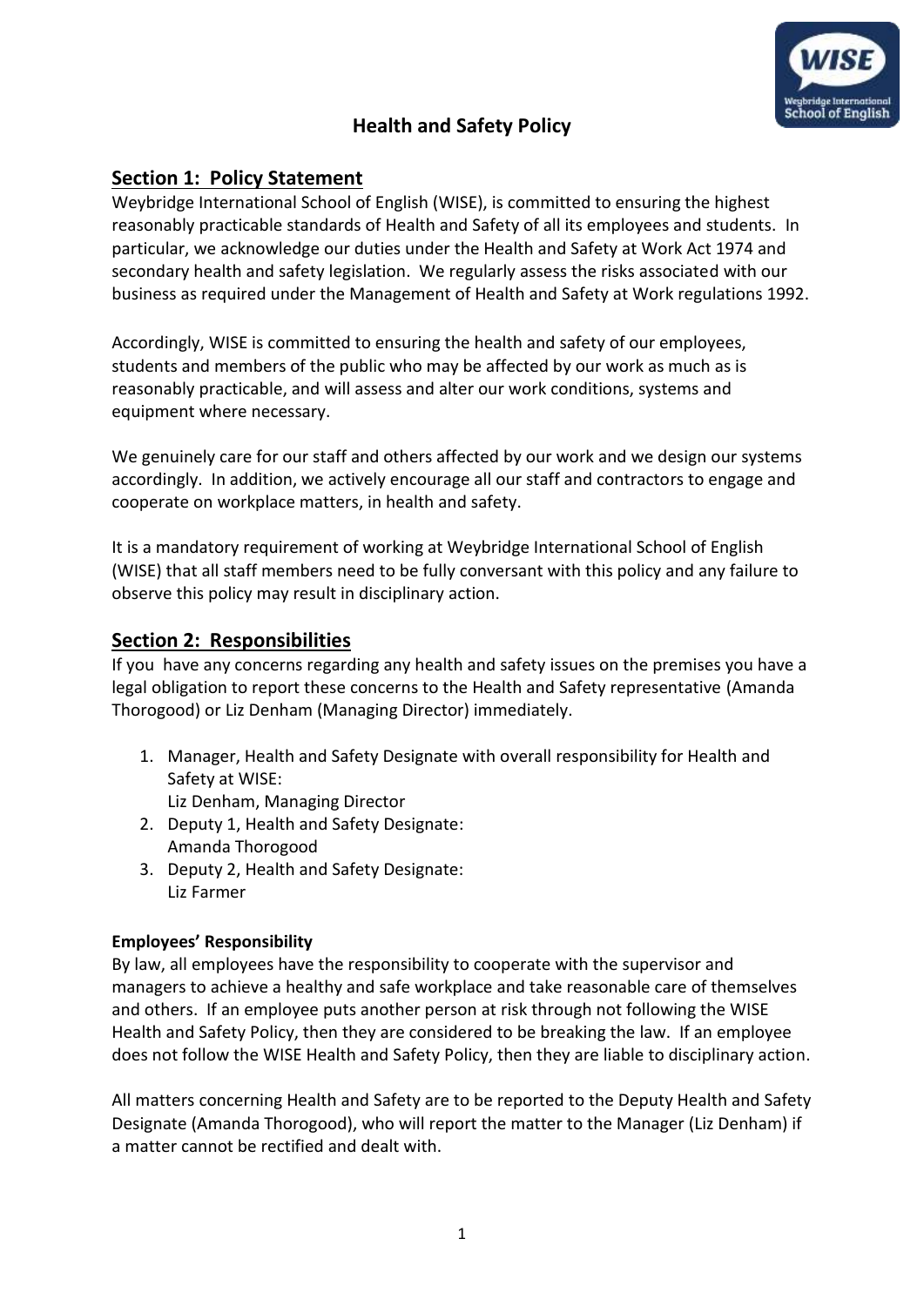# Health and Safety Policy

## Section 1: Policy Statement

Weybridge International School of English (WISE), is committed to ensuring the highest reasonably practicable standards of Health and Safety of all its employees and students. In particular, we acknowledge our duties under the Health and Safety at Work Act 1974 and secondary health and safety legislation. We regularly assess the risks associated with our business as required under the Management of Health and Safety at Work regulations 1992.

Accordingly, WISE is committed to ensuring the health and safety of our employees, students and members of the public who may be affected by our work as much as is reasonably practicable, and will assess and alter our work conditions, systems and equipment where necessary.

We genuinely care for our staff and others affected by our work and we design our systems accordingly. In addition, we actively encourage all our staff and contractors to engage and cooperate on workplace matters, in health and safety.

It is a mandatory requirement of working at Weybridge International School of English (WISE) that all staff members need to be fully conversant with this policy and any failure to observe this policy may result in disciplinary action.

## Section 2: Responsibilities

If you have any concerns regarding any health and safety issues on the premises you have a legal obligation to report these concerns to the Health and Safety representative (Amanda Thorogood) or Liz Denham (Managing Director) immediately.

1. Manager, Health and Safety Designate with overall responsibility for Health and Safety at WISE:
   Liz Denham, Managing Director
2. Deputy 1, Health and Safety Designate:
   Amanda Thorogood
3. Deputy 2, Health and Safety Designate:
   Liz Farmer

**Employees' Responsibility**

By law, all employees have the responsibility to cooperate with the supervisor and managers to achieve a healthy and safe workplace and take reasonable care of themselves and others. If an employee puts another person at risk through not following the WISE Health and Safety Policy, then they are considered to be breaking the law. If an employee does not follow the WISE Health and Safety Policy, then they are liable to disciplinary action.

All matters concerning Health and Safety are to be reported to the Deputy Health and Safety Designate (Amanda Thorogood), who will report the matter to the Manager (Liz Denham) if a matter cannot be rectified and dealt with.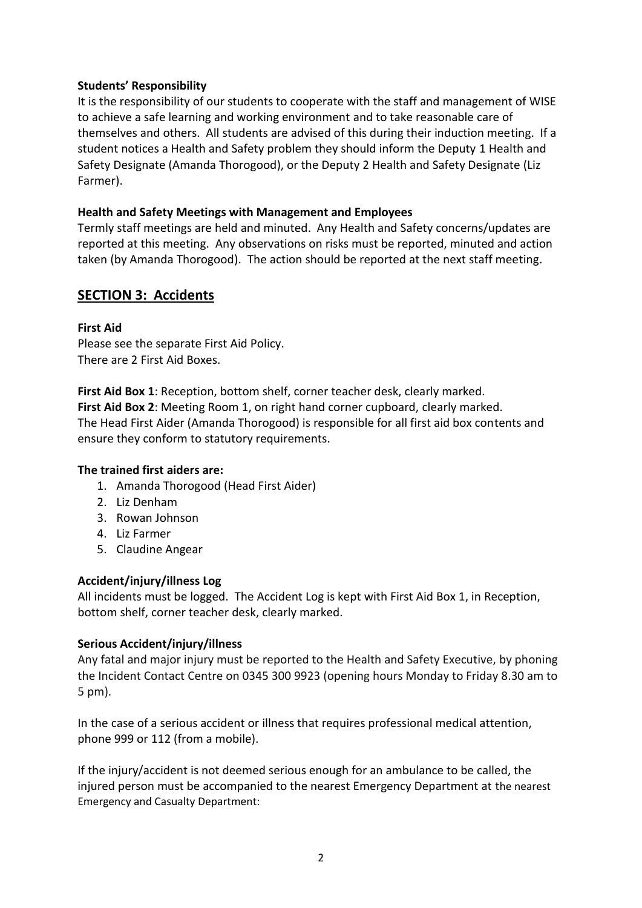**Students' Responsibility**

It is the responsibility of our students to cooperate with the staff and management of WISE to achieve a safe learning and working environment and to take reasonable care of themselves and others. All students are advised of this during their induction meeting. If a student notices a Health and Safety problem they should inform the Deputy 1 Health and Safety Designate (Amanda Thorogood), or the Deputy 2 Health and Safety Designate (Liz Farmer).

**Health and Safety Meetings with Management and Employees**

Termly staff meetings are held and minuted. Any Health and Safety concerns/updates are reported at this meeting. Any observations on risks must be reported, minuted and action taken (by Amanda Thorogood). The action should be reported at the next staff meeting.

## SECTION 3: Accidents

**First Aid**

Please see the separate First Aid Policy.
There are 2 First Aid Boxes.

**First Aid Box 1**: Reception, bottom shelf, corner teacher desk, clearly marked.
**First Aid Box 2**: Meeting Room 1, on right hand corner cupboard, clearly marked.
The Head First Aider (Amanda Thorogood) is responsible for all first aid box contents and ensure they conform to statutory requirements.

**The trained first aiders are:**

1. Amanda Thorogood (Head First Aider)
2. Liz Denham
3. Rowan Johnson
4. Liz Farmer
5. Claudine Angear

**Accident/injury/illness Log**

All incidents must be logged. The Accident Log is kept with First Aid Box 1, in Reception, bottom shelf, corner teacher desk, clearly marked.

**Serious Accident/injury/illness**

Any fatal and major injury must be reported to the Health and Safety Executive, by phoning the Incident Contact Centre on 0345 300 9923 (opening hours Monday to Friday 8.30 am to 5 pm).

In the case of a serious accident or illness that requires professional medical attention, phone 999 or 112 (from a mobile).

If the injury/accident is not deemed serious enough for an ambulance to be called, the injured person must be accompanied to the nearest Emergency Department at the nearest Emergency and Casualty Department: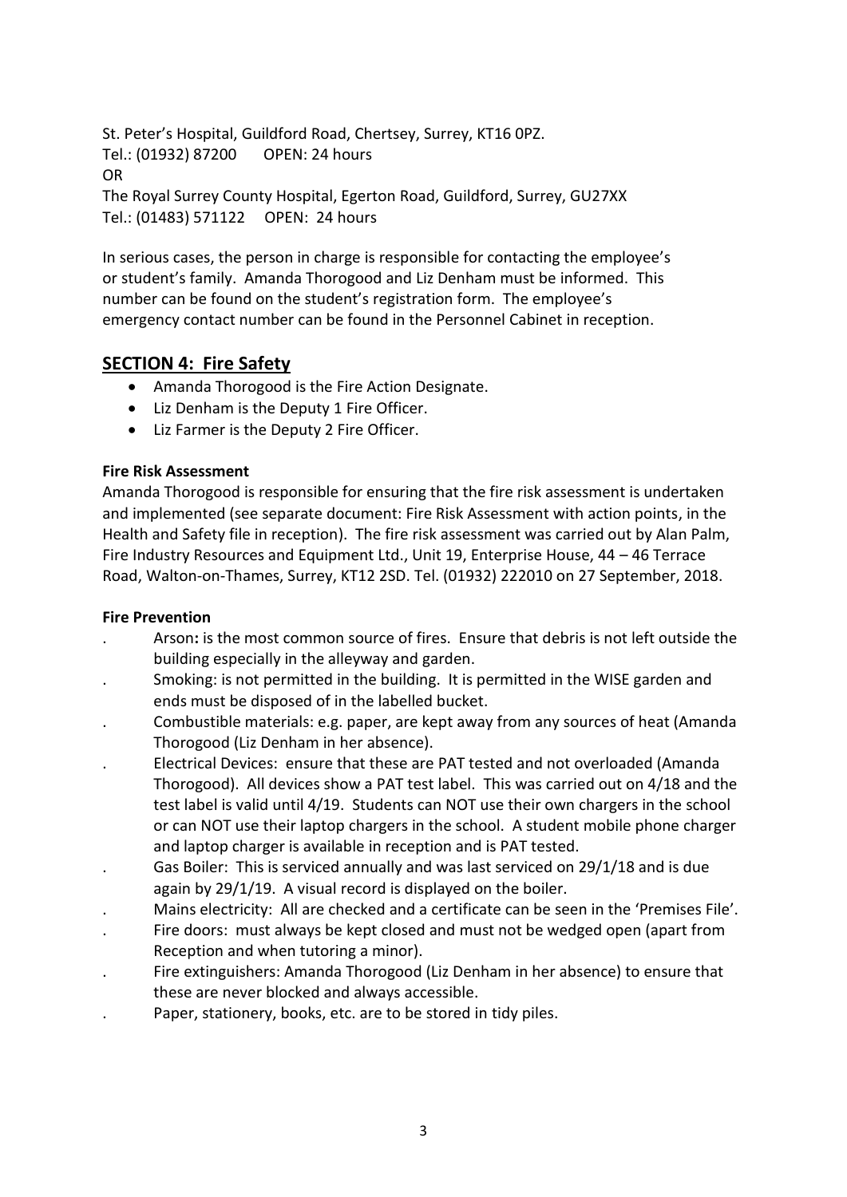St. Peter's Hospital, Guildford Road, Chertsey, Surrey, KT16 0PZ.
Tel.: (01932) 87200 OPEN: 24 hours
OR
The Royal Surrey County Hospital, Egerton Road, Guildford, Surrey, GU27XX
Tel.: (01483) 571122 OPEN: 24 hours

In serious cases, the person in charge is responsible for contacting the employee's or student's family. Amanda Thorogood and Liz Denham must be informed. This number can be found on the student's registration form. The employee's emergency contact number can be found in the Personnel Cabinet in reception.

## SECTION 4: Fire Safety

- Amanda Thorogood is the Fire Action Designate.
- Liz Denham is the Deputy 1 Fire Officer.
- Liz Farmer is the Deputy 2 Fire Officer.

**Fire Risk Assessment**

Amanda Thorogood is responsible for ensuring that the fire risk assessment is undertaken and implemented (see separate document: Fire Risk Assessment with action points, in the Health and Safety file in reception). The fire risk assessment was carried out by Alan Palm, Fire Industry Resources and Equipment Ltd., Unit 19, Enterprise House, 44 – 46 Terrace Road, Walton-on-Thames, Surrey, KT12 2SD. Tel. (01932) 222010 on 27 September, 2018.

**Fire Prevention**

- Arson**:** is the most common source of fires. Ensure that debris is not left outside the building especially in the alleyway and garden.
- Smoking: is not permitted in the building. It is permitted in the WISE garden and ends must be disposed of in the labelled bucket.
- Combustible materials: e.g. paper, are kept away from any sources of heat (Amanda Thorogood (Liz Denham in her absence).
- Electrical Devices: ensure that these are PAT tested and not overloaded (Amanda Thorogood). All devices show a PAT test label. This was carried out on 4/18 and the test label is valid until 4/19. Students can NOT use their own chargers in the school or can NOT use their laptop chargers in the school. A student mobile phone charger and laptop charger is available in reception and is PAT tested.
- Gas Boiler: This is serviced annually and was last serviced on 29/1/18 and is due again by 29/1/19. A visual record is displayed on the boiler.
- Mains electricity: All are checked and a certificate can be seen in the 'Premises File'.
- Fire doors: must always be kept closed and must not be wedged open (apart from Reception and when tutoring a minor).
- Fire extinguishers: Amanda Thorogood (Liz Denham in her absence) to ensure that these are never blocked and always accessible.
- Paper, stationery, books, etc. are to be stored in tidy piles.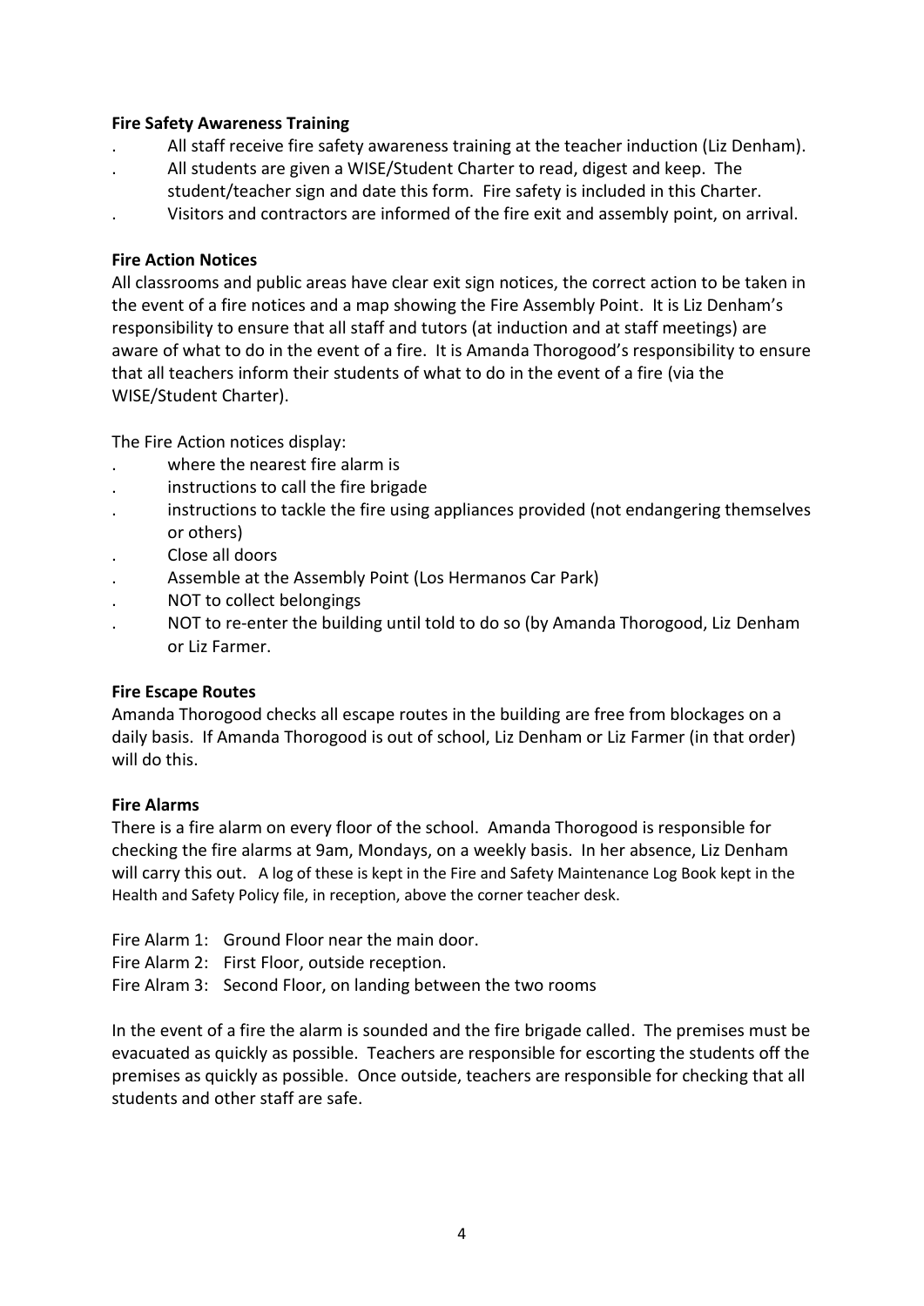**Fire Safety Awareness Training**

- All staff receive fire safety awareness training at the teacher induction (Liz Denham).
- All students are given a WISE/Student Charter to read, digest and keep. The student/teacher sign and date this form. Fire safety is included in this Charter.
- Visitors and contractors are informed of the fire exit and assembly point, on arrival.

**Fire Action Notices**

All classrooms and public areas have clear exit sign notices, the correct action to be taken in the event of a fire notices and a map showing the Fire Assembly Point. It is Liz Denham's responsibility to ensure that all staff and tutors (at induction and at staff meetings) are aware of what to do in the event of a fire. It is Amanda Thorogood's responsibility to ensure that all teachers inform their students of what to do in the event of a fire (via the WISE/Student Charter).

The Fire Action notices display:

- where the nearest fire alarm is
- instructions to call the fire brigade
- instructions to tackle the fire using appliances provided (not endangering themselves or others)
- Close all doors
- Assemble at the Assembly Point (Los Hermanos Car Park)
- NOT to collect belongings
- NOT to re-enter the building until told to do so (by Amanda Thorogood, Liz Denham or Liz Farmer.

**Fire Escape Routes**

Amanda Thorogood checks all escape routes in the building are free from blockages on a daily basis. If Amanda Thorogood is out of school, Liz Denham or Liz Farmer (in that order) will do this.

**Fire Alarms**

There is a fire alarm on every floor of the school. Amanda Thorogood is responsible for checking the fire alarms at 9am, Mondays, on a weekly basis. In her absence, Liz Denham will carry this out. A log of these is kept in the Fire and Safety Maintenance Log Book kept in the Health and Safety Policy file, in reception, above the corner teacher desk.

Fire Alarm 1: Ground Floor near the main door.
Fire Alarm 2: First Floor, outside reception.
Fire Alram 3: Second Floor, on landing between the two rooms

In the event of a fire the alarm is sounded and the fire brigade called. The premises must be evacuated as quickly as possible. Teachers are responsible for escorting the students off the premises as quickly as possible. Once outside, teachers are responsible for checking that all students and other staff are safe.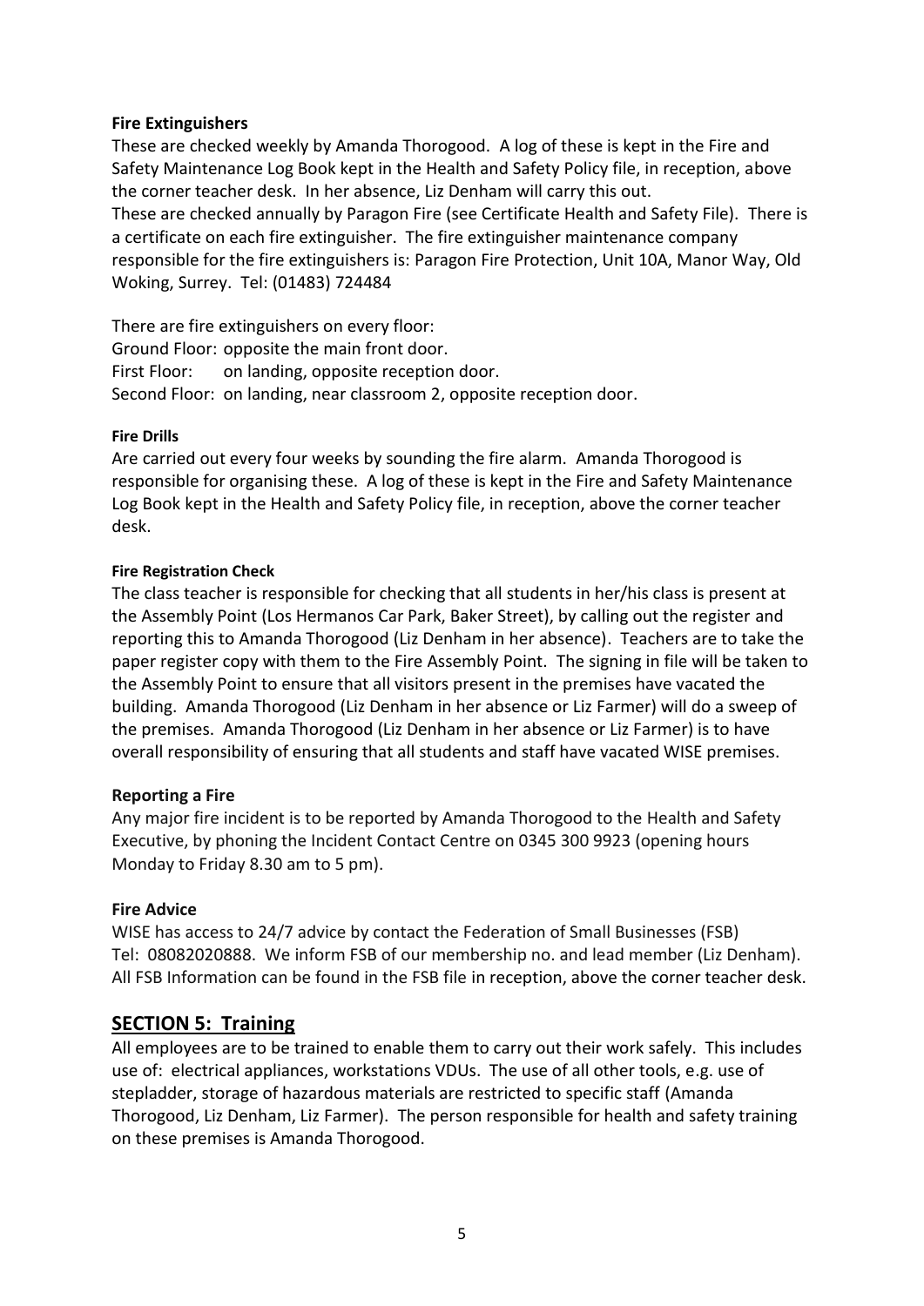**Fire Extinguishers**

These are checked weekly by Amanda Thorogood. A log of these is kept in the Fire and Safety Maintenance Log Book kept in the Health and Safety Policy file, in reception, above the corner teacher desk. In her absence, Liz Denham will carry this out.

These are checked annually by Paragon Fire (see Certificate Health and Safety File). There is a certificate on each fire extinguisher. The fire extinguisher maintenance company responsible for the fire extinguishers is: Paragon Fire Protection, Unit 10A, Manor Way, Old Woking, Surrey. Tel: (01483) 724484

There are fire extinguishers on every floor:

Ground Floor: opposite the main front door.

First Floor: on landing, opposite reception door.

Second Floor: on landing, near classroom 2, opposite reception door.

**Fire Drills**

Are carried out every four weeks by sounding the fire alarm. Amanda Thorogood is responsible for organising these. A log of these is kept in the Fire and Safety Maintenance Log Book kept in the Health and Safety Policy file, in reception, above the corner teacher desk.

**Fire Registration Check**

The class teacher is responsible for checking that all students in her/his class is present at the Assembly Point (Los Hermanos Car Park, Baker Street), by calling out the register and reporting this to Amanda Thorogood (Liz Denham in her absence). Teachers are to take the paper register copy with them to the Fire Assembly Point. The signing in file will be taken to the Assembly Point to ensure that all visitors present in the premises have vacated the building. Amanda Thorogood (Liz Denham in her absence or Liz Farmer) will do a sweep of the premises. Amanda Thorogood (Liz Denham in her absence or Liz Farmer) is to have overall responsibility of ensuring that all students and staff have vacated WISE premises.

**Reporting a Fire**

Any major fire incident is to be reported by Amanda Thorogood to the Health and Safety Executive, by phoning the Incident Contact Centre on 0345 300 9923 (opening hours Monday to Friday 8.30 am to 5 pm).

**Fire Advice**

WISE has access to 24/7 advice by contact the Federation of Small Businesses (FSB) Tel: 08082020888. We inform FSB of our membership no. and lead member (Liz Denham). All FSB Information can be found in the FSB file in reception, above the corner teacher desk.

## SECTION 5: Training

All employees are to be trained to enable them to carry out their work safely. This includes use of: electrical appliances, workstations VDUs. The use of all other tools, e.g. use of stepladder, storage of hazardous materials are restricted to specific staff (Amanda Thorogood, Liz Denham, Liz Farmer). The person responsible for health and safety training on these premises is Amanda Thorogood.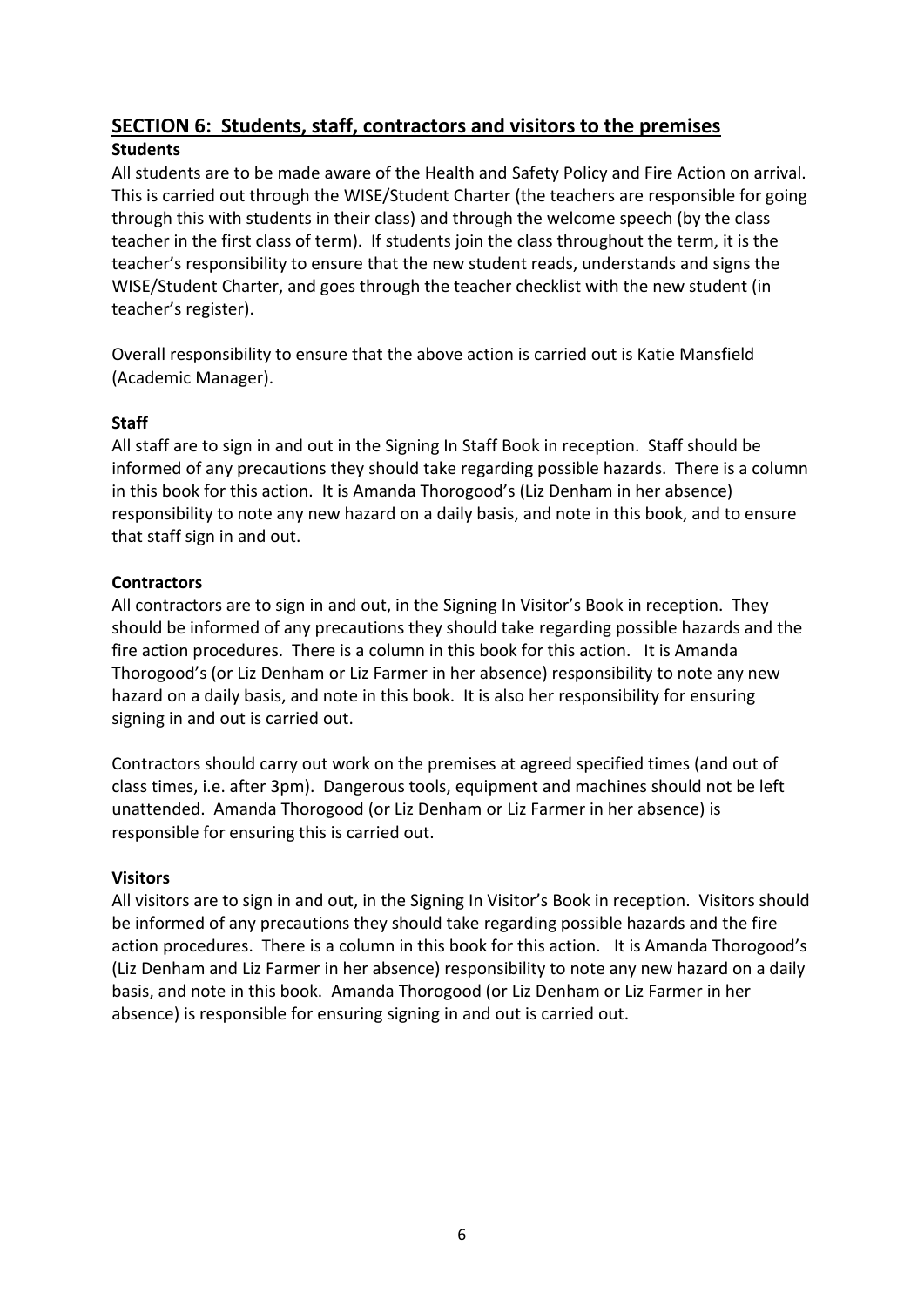## SECTION 6: Students, staff, contractors and visitors to the premises

**Students**

All students are to be made aware of the Health and Safety Policy and Fire Action on arrival. This is carried out through the WISE/Student Charter (the teachers are responsible for going through this with students in their class) and through the welcome speech (by the class teacher in the first class of term). If students join the class throughout the term, it is the teacher's responsibility to ensure that the new student reads, understands and signs the WISE/Student Charter, and goes through the teacher checklist with the new student (in teacher's register).

Overall responsibility to ensure that the above action is carried out is Katie Mansfield (Academic Manager).

**Staff**

All staff are to sign in and out in the Signing In Staff Book in reception. Staff should be informed of any precautions they should take regarding possible hazards. There is a column in this book for this action. It is Amanda Thorogood's (Liz Denham in her absence) responsibility to note any new hazard on a daily basis, and note in this book, and to ensure that staff sign in and out.

**Contractors**

All contractors are to sign in and out, in the Signing In Visitor's Book in reception. They should be informed of any precautions they should take regarding possible hazards and the fire action procedures. There is a column in this book for this action. It is Amanda Thorogood's (or Liz Denham or Liz Farmer in her absence) responsibility to note any new hazard on a daily basis, and note in this book. It is also her responsibility for ensuring signing in and out is carried out.

Contractors should carry out work on the premises at agreed specified times (and out of class times, i.e. after 3pm). Dangerous tools, equipment and machines should not be left unattended. Amanda Thorogood (or Liz Denham or Liz Farmer in her absence) is responsible for ensuring this is carried out.

**Visitors**

All visitors are to sign in and out, in the Signing In Visitor's Book in reception. Visitors should be informed of any precautions they should take regarding possible hazards and the fire action procedures. There is a column in this book for this action. It is Amanda Thorogood's (Liz Denham and Liz Farmer in her absence) responsibility to note any new hazard on a daily basis, and note in this book. Amanda Thorogood (or Liz Denham or Liz Farmer in her absence) is responsible for ensuring signing in and out is carried out.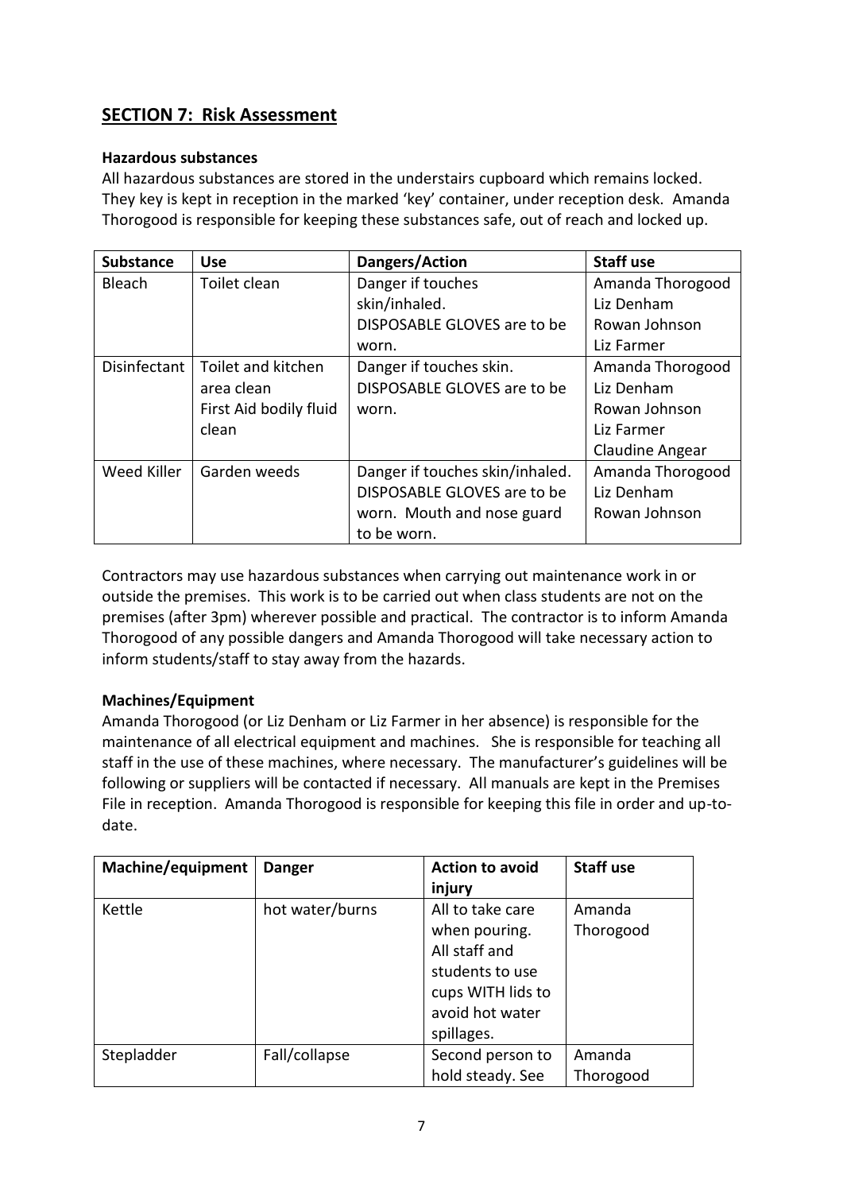## SECTION 7: Risk Assessment

**Hazardous substances**

All hazardous substances are stored in the understairs cupboard which remains locked. They key is kept in reception in the marked 'key' container, under reception desk. Amanda Thorogood is responsible for keeping these substances safe, out of reach and locked up.

| Substance | Use | Dangers/Action | Staff use |
|---|---|---|---|
| Bleach | Toilet clean | Danger if touches skin/inhaled. DISPOSABLE GLOVES are to be worn. | Amanda Thorogood<br>Liz Denham<br>Rowan Johnson<br>Liz Farmer |
| Disinfectant | Toilet and kitchen area clean<br>First Aid bodily fluid clean | Danger if touches skin. DISPOSABLE GLOVES are to be worn. | Amanda Thorogood<br>Liz Denham<br>Rowan Johnson<br>Liz Farmer<br>Claudine Angear |
| Weed Killer | Garden weeds | Danger if touches skin/inhaled. DISPOSABLE GLOVES are to be worn. Mouth and nose guard to be worn. | Amanda Thorogood<br>Liz Denham<br>Rowan Johnson |

Contractors may use hazardous substances when carrying out maintenance work in or outside the premises. This work is to be carried out when class students are not on the premises (after 3pm) wherever possible and practical. The contractor is to inform Amanda Thorogood of any possible dangers and Amanda Thorogood will take necessary action to inform students/staff to stay away from the hazards.

**Machines/Equipment**

Amanda Thorogood (or Liz Denham or Liz Farmer in her absence) is responsible for the maintenance of all electrical equipment and machines. She is responsible for teaching all staff in the use of these machines, where necessary. The manufacturer's guidelines will be following or suppliers will be contacted if necessary. All manuals are kept in the Premises File in reception. Amanda Thorogood is responsible for keeping this file in order and up-to-date.

| Machine/equipment | Danger | Action to avoid injury | Staff use |
|---|---|---|---|
| Kettle | hot water/burns | All to take care when pouring. All staff and students to use cups WITH lids to avoid hot water spillages. | Amanda Thorogood |
| Stepladder | Fall/collapse | Second person to hold steady. See | Amanda Thorogood |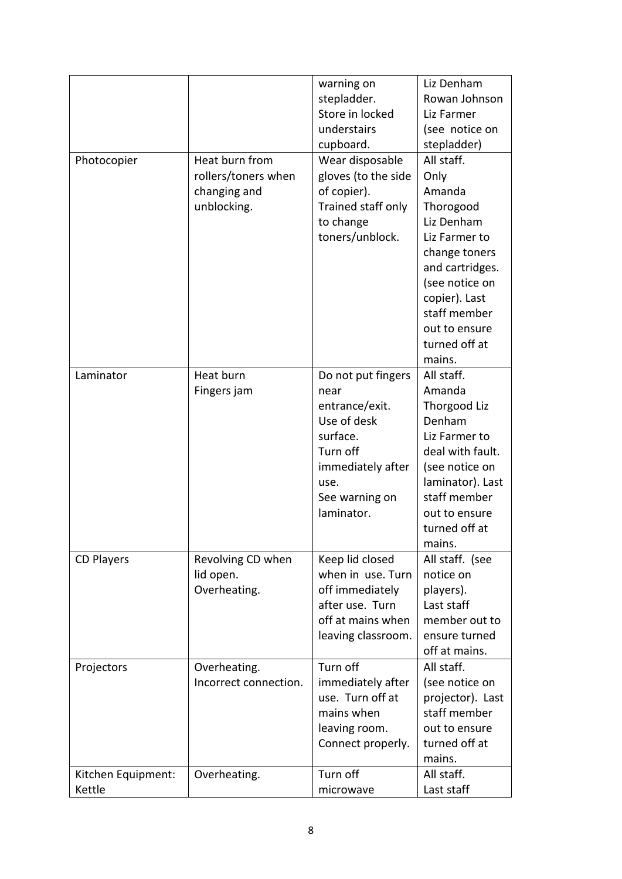| | | | |
|---|---|---|---|
| | | warning on stepladder. Store in locked understairs cupboard. | Liz Denham Rowan Johnson Liz Farmer (see notice on stepladder) |
| Photocopier | Heat burn from rollers/toners when changing and unblocking. | Wear disposable gloves (to the side of copier). Trained staff only to change toners/unblock. | All staff. Only Amanda Thorogood Liz Denham Liz Farmer to change toners and cartridges. (see notice on copier). Last staff member out to ensure turned off at mains. |
| Laminator | Heat burn Fingers jam | Do not put fingers near entrance/exit. Use of desk surface. Turn off immediately after use. See warning on laminator. | All staff. Amanda Thorgood Liz Denham Liz Farmer to deal with fault. (see notice on laminator). Last staff member out to ensure turned off at mains. |
| CD Players | Revolving CD when lid open. Overheating. | Keep lid closed when in use. Turn off immediately after use. Turn off at mains when leaving classroom. | All staff. (see notice on players). Last staff member out to ensure turned off at mains. |
| Projectors | Overheating. Incorrect connection. | Turn off immediately after use. Turn off at mains when leaving room. Connect properly. | All staff. (see notice on projector). Last staff member out to ensure turned off at mains. |
| Kitchen Equipment: Kettle | Overheating. | Turn off microwave | All staff. Last staff |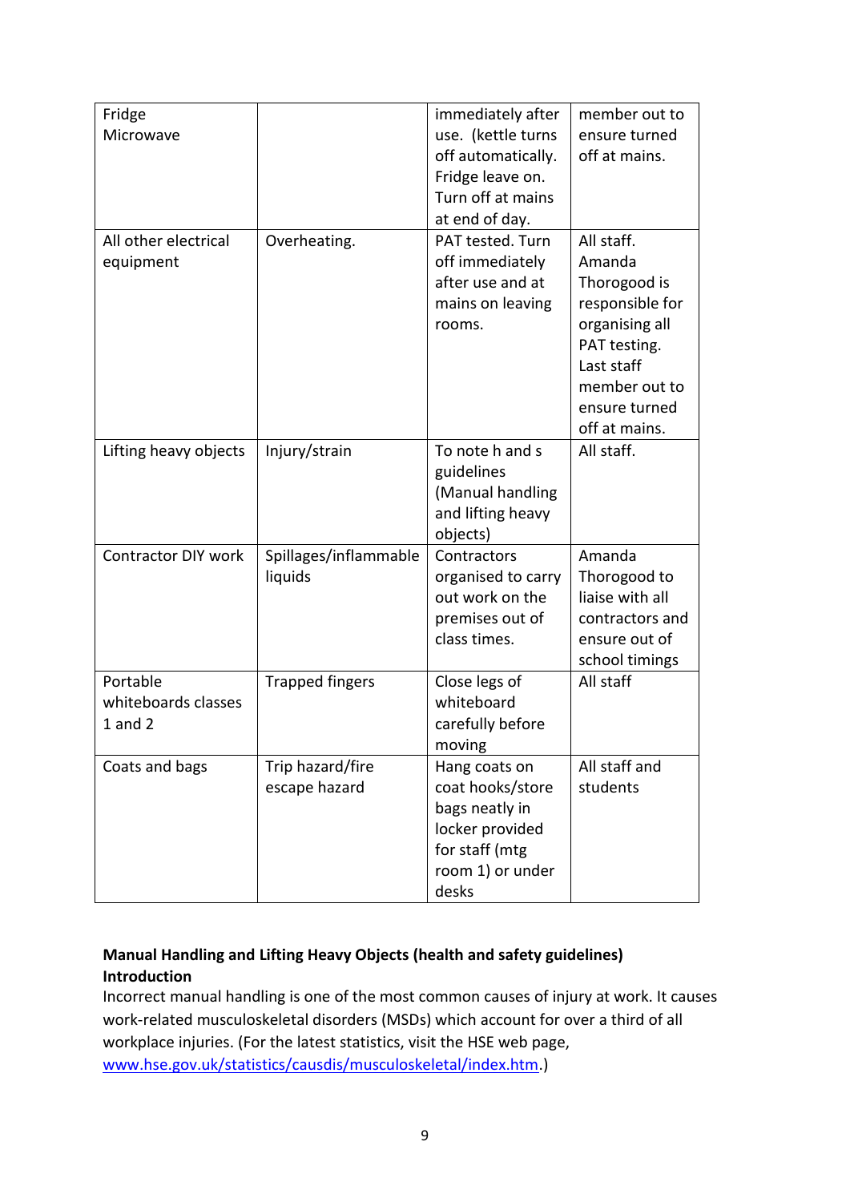| | | | |
|---|---|---|---|
| Fridge Microwave | | immediately after use. (kettle turns off automatically. Fridge leave on. Turn off at mains at end of day. | member out to ensure turned off at mains. |
| All other electrical equipment | Overheating. | PAT tested. Turn off immediately after use and at mains on leaving rooms. | All staff. Amanda Thorogood is responsible for organising all PAT testing. Last staff member out to ensure turned off at mains. |
| Lifting heavy objects | Injury/strain | To note h and s guidelines (Manual handling and lifting heavy objects) | All staff. |
| Contractor DIY work | Spillages/inflammable liquids | Contractors organised to carry out work on the premises out of class times. | Amanda Thorogood to liaise with all contractors and ensure out of school timings |
| Portable whiteboards classes 1 and 2 | Trapped fingers | Close legs of whiteboard carefully before moving | All staff |
| Coats and bags | Trip hazard/fire escape hazard | Hang coats on coat hooks/store bags neatly in locker provided for staff (mtg room 1) or under desks | All staff and students |

**Manual Handling and Lifting Heavy Objects (health and safety guidelines)**

**Introduction**

Incorrect manual handling is one of the most common causes of injury at work. It causes work-related musculoskeletal disorders (MSDs) which account for over a third of all workplace injuries. (For the latest statistics, visit the HSE web page, www.hse.gov.uk/statistics/causdis/musculoskeletal/index.htm.)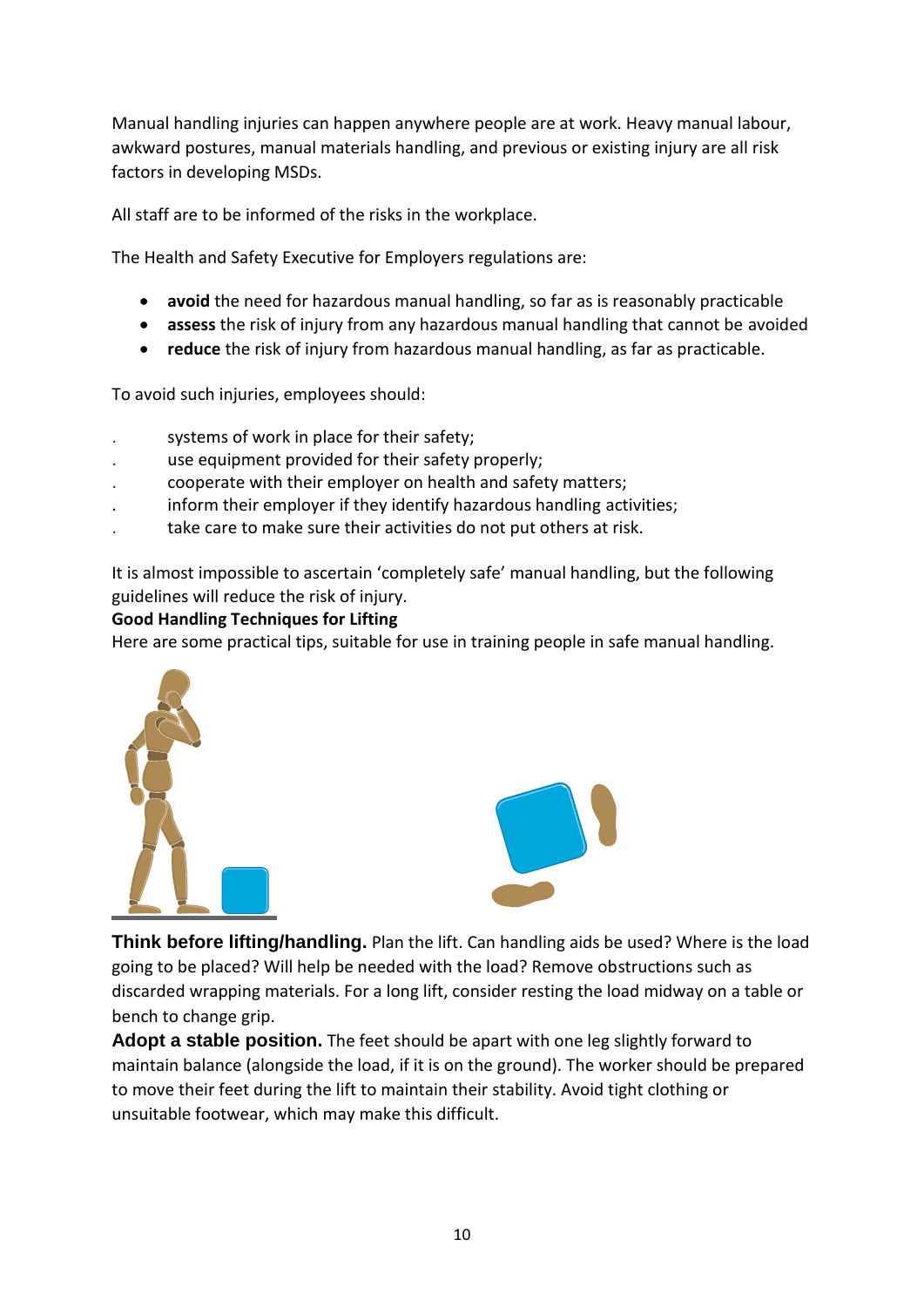Manual handling injuries can happen anywhere people are at work. Heavy manual labour, awkward postures, manual materials handling, and previous or existing injury are all risk factors in developing MSDs.

All staff are to be informed of the risks in the workplace.

The Health and Safety Executive for Employers regulations are:

- **avoid** the need for hazardous manual handling, so far as is reasonably practicable
- **assess** the risk of injury from any hazardous manual handling that cannot be avoided
- **reduce** the risk of injury from hazardous manual handling, as far as practicable.

To avoid such injuries, employees should:

- systems of work in place for their safety;
- use equipment provided for their safety properly;
- cooperate with their employer on health and safety matters;
- inform their employer if they identify hazardous handling activities;
- take care to make sure their activities do not put others at risk.

It is almost impossible to ascertain 'completely safe' manual handling, but the following guidelines will reduce the risk of injury.

**Good Handling Techniques for Lifting**

Here are some practical tips, suitable for use in training people in safe manual handling.

**Think before lifting/handling.** Plan the lift. Can handling aids be used? Where is the load going to be placed? Will help be needed with the load? Remove obstructions such as discarded wrapping materials. For a long lift, consider resting the load midway on a table or bench to change grip.

**Adopt a stable position.** The feet should be apart with one leg slightly forward to maintain balance (alongside the load, if it is on the ground). The worker should be prepared to move their feet during the lift to maintain their stability. Avoid tight clothing or unsuitable footwear, which may make this difficult.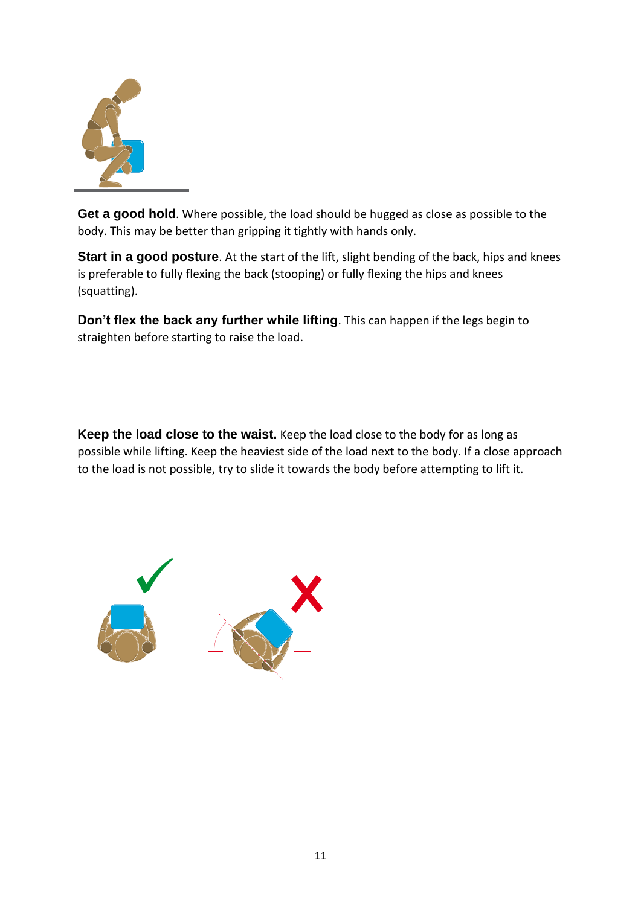**Get a good hold**. Where possible, the load should be hugged as close as possible to the body. This may be better than gripping it tightly with hands only.

**Start in a good posture**. At the start of the lift, slight bending of the back, hips and knees is preferable to fully flexing the back (stooping) or fully flexing the hips and knees (squatting).

**Don't flex the back any further while lifting**. This can happen if the legs begin to straighten before starting to raise the load.

**Keep the load close to the waist.** Keep the load close to the body for as long as possible while lifting. Keep the heaviest side of the load next to the body. If a close approach to the load is not possible, try to slide it towards the body before attempting to lift it.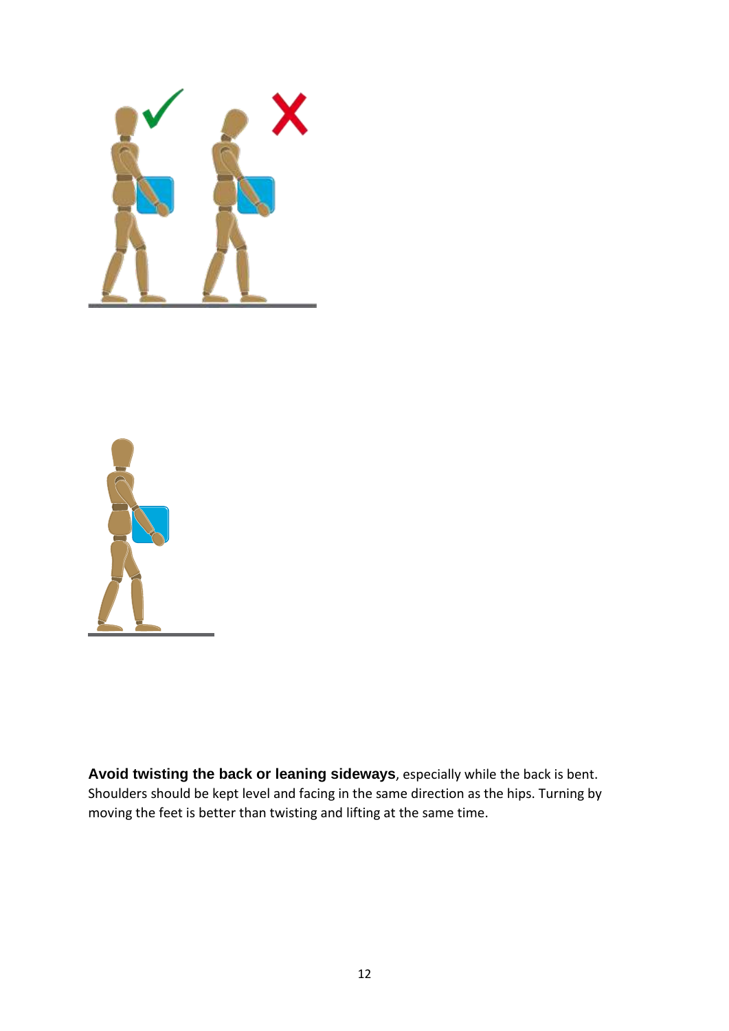**Avoid twisting the back or leaning sideways**, especially while the back is bent. Shoulders should be kept level and facing in the same direction as the hips. Turning by moving the feet is better than twisting and lifting at the same time.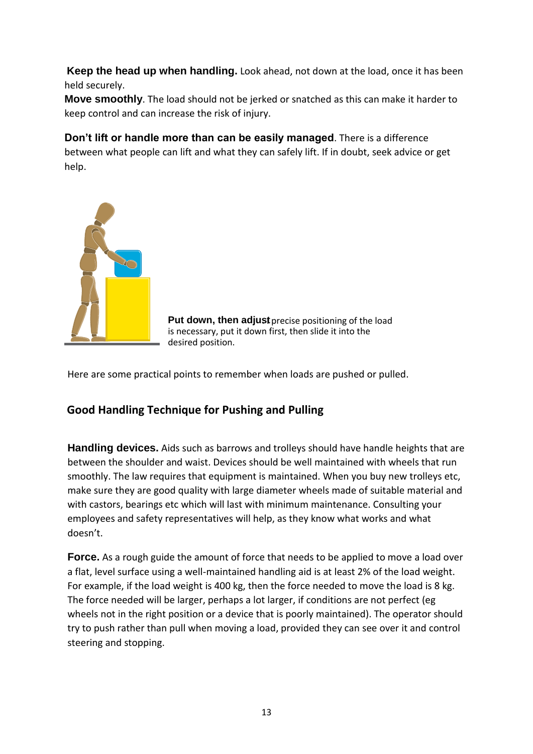**Keep the head up when handling.** Look ahead, not down at the load, once it has been held securely.

**Move smoothly**. The load should not be jerked or snatched as this can make it harder to keep control and can increase the risk of injury.

**Don't lift or handle more than can be easily managed**. There is a difference between what people can lift and what they can safely lift. If in doubt, seek advice or get help.

**Put down, then adjust** precise positioning of the load is necessary, put it down first, then slide it into the desired position.

Here are some practical points to remember when loads are pushed or pulled.

## Good Handling Technique for Pushing and Pulling

**Handling devices.** Aids such as barrows and trolleys should have handle heights that are between the shoulder and waist. Devices should be well maintained with wheels that run smoothly. The law requires that equipment is maintained. When you buy new trolleys etc, make sure they are good quality with large diameter wheels made of suitable material and with castors, bearings etc which will last with minimum maintenance. Consulting your employees and safety representatives will help, as they know what works and what doesn't.

**Force.** As a rough guide the amount of force that needs to be applied to move a load over a flat, level surface using a well-maintained handling aid is at least 2% of the load weight. For example, if the load weight is 400 kg, then the force needed to move the load is 8 kg. The force needed will be larger, perhaps a lot larger, if conditions are not perfect (eg wheels not in the right position or a device that is poorly maintained). The operator should try to push rather than pull when moving a load, provided they can see over it and control steering and stopping.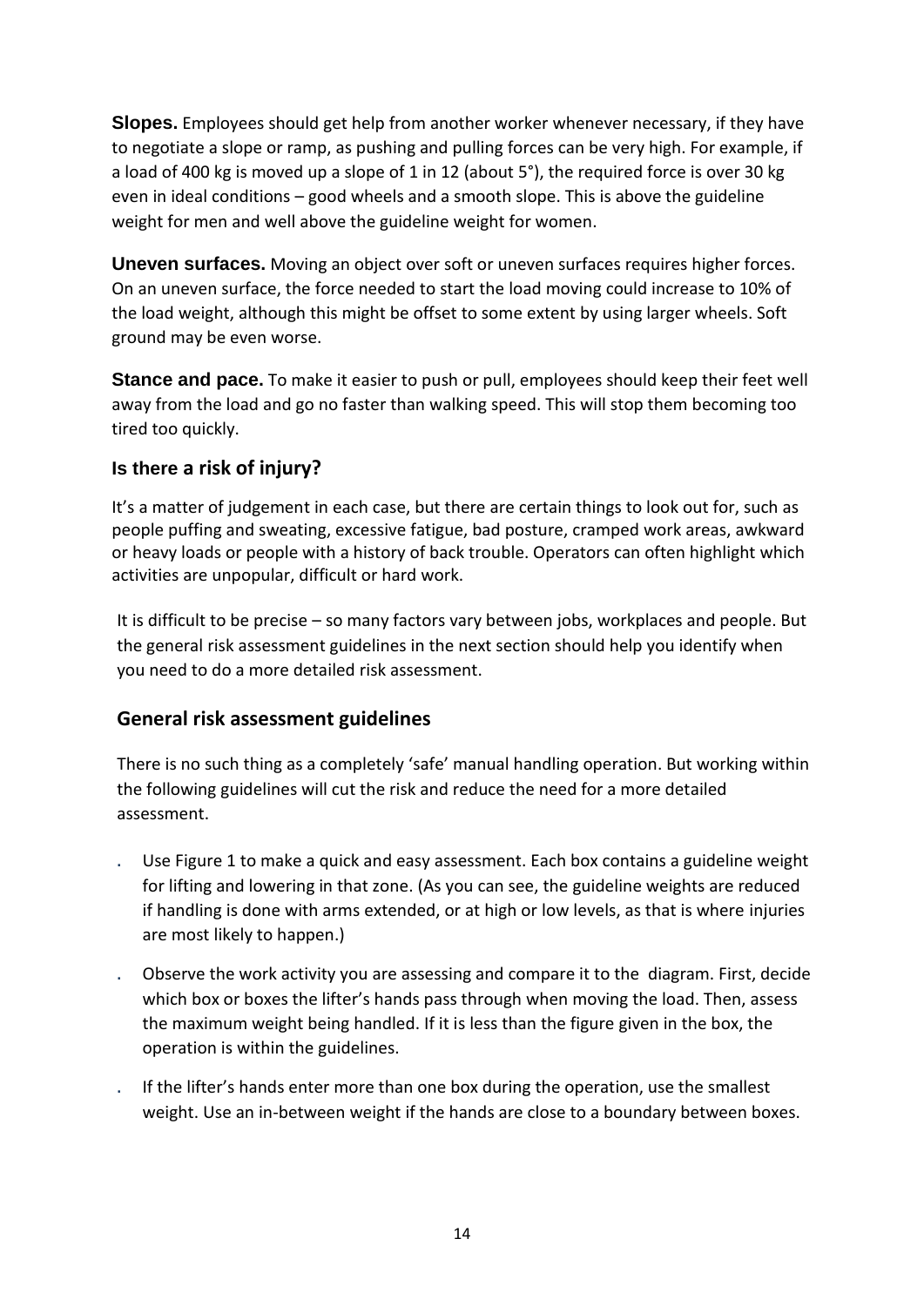**Slopes.** Employees should get help from another worker whenever necessary, if they have to negotiate a slope or ramp, as pushing and pulling forces can be very high. For example, if a load of 400 kg is moved up a slope of 1 in 12 (about 5°), the required force is over 30 kg even in ideal conditions – good wheels and a smooth slope. This is above the guideline weight for men and well above the guideline weight for women.

**Uneven surfaces.** Moving an object over soft or uneven surfaces requires higher forces. On an uneven surface, the force needed to start the load moving could increase to 10% of the load weight, although this might be offset to some extent by using larger wheels. Soft ground may be even worse.

**Stance and pace.** To make it easier to push or pull, employees should keep their feet well away from the load and go no faster than walking speed. This will stop them becoming too tired too quickly.

### Is there a risk of injury?

It's a matter of judgement in each case, but there are certain things to look out for, such as people puffing and sweating, excessive fatigue, bad posture, cramped work areas, awkward or heavy loads or people with a history of back trouble. Operators can often highlight which activities are unpopular, difficult or hard work.

It is difficult to be precise – so many factors vary between jobs, workplaces and people. But the general risk assessment guidelines in the next section should help you identify when you need to do a more detailed risk assessment.

### General risk assessment guidelines

There is no such thing as a completely 'safe' manual handling operation. But working within the following guidelines will cut the risk and reduce the need for a more detailed assessment.

- Use Figure 1 to make a quick and easy assessment. Each box contains a guideline weight for lifting and lowering in that zone. (As you can see, the guideline weights are reduced if handling is done with arms extended, or at high or low levels, as that is where injuries are most likely to happen.)
- Observe the work activity you are assessing and compare it to the diagram. First, decide which box or boxes the lifter's hands pass through when moving the load. Then, assess the maximum weight being handled. If it is less than the figure given in the box, the operation is within the guidelines.
- If the lifter's hands enter more than one box during the operation, use the smallest weight. Use an in-between weight if the hands are close to a boundary between boxes.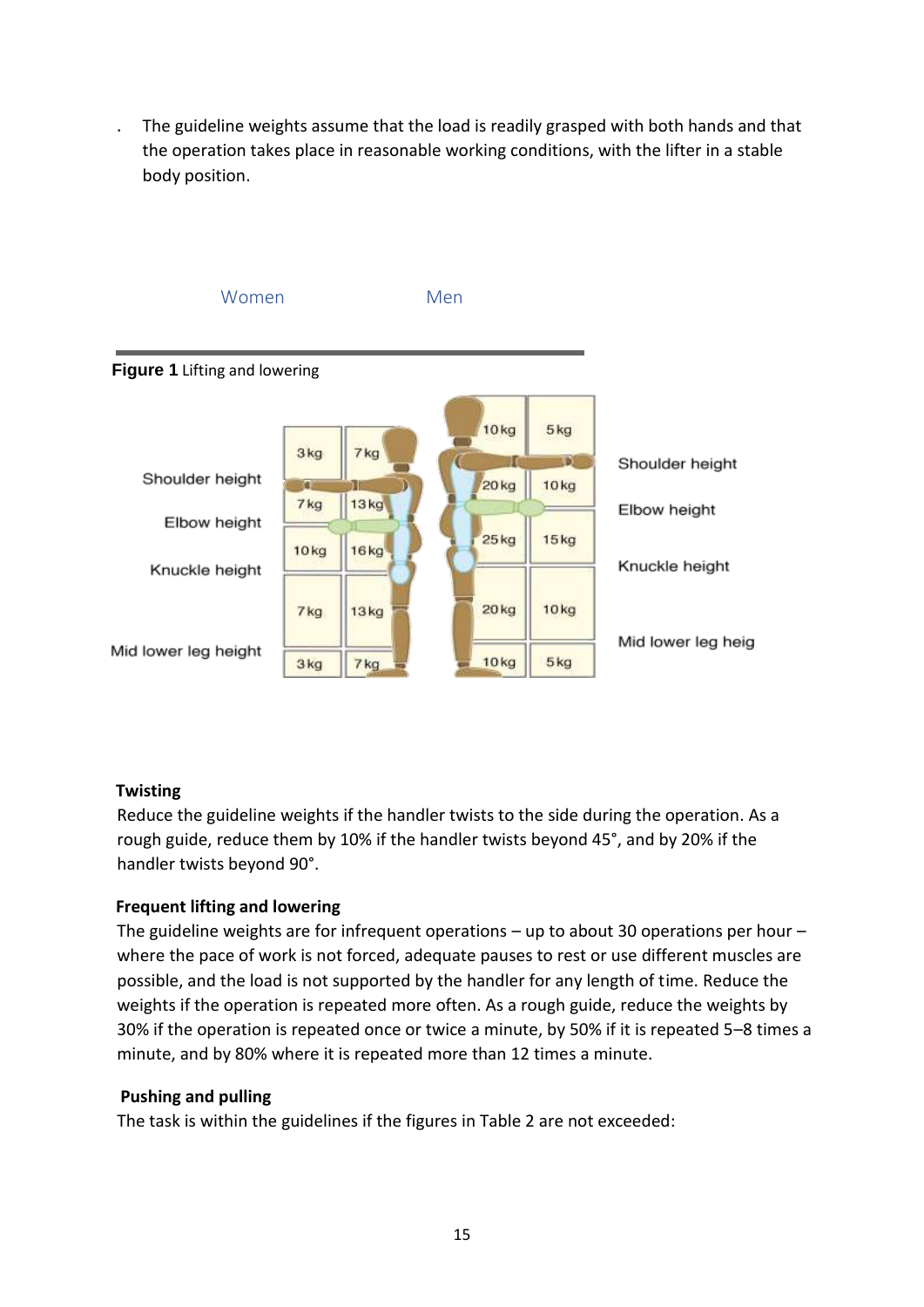- The guideline weights assume that the load is readily grasped with both hands and that the operation takes place in reasonable working conditions, with the lifter in a stable body position.

**Figure 1** Lifting and lowering

| Height | Women | | Men | |
|---|---|---|---|---|
| Above shoulder height | 3 kg | 7 kg | 10 kg | 5 kg |
| Shoulder height to elbow height | 7 kg | 13 kg | 20 kg | 10 kg |
| Elbow height to knuckle height | 10 kg | 16 kg | 25 kg | 15 kg |
| Knuckle height to mid lower leg height | 7 kg | 13 kg | 20 kg | 10 kg |
| Below mid lower leg height | 3 kg | 7 kg | 10 kg | 5 kg |

**Twisting**

Reduce the guideline weights if the handler twists to the side during the operation. As a rough guide, reduce them by 10% if the handler twists beyond 45°, and by 20% if the handler twists beyond 90°.

**Frequent lifting and lowering**

The guideline weights are for infrequent operations – up to about 30 operations per hour – where the pace of work is not forced, adequate pauses to rest or use different muscles are possible, and the load is not supported by the handler for any length of time. Reduce the weights if the operation is repeated more often. As a rough guide, reduce the weights by 30% if the operation is repeated once or twice a minute, by 50% if it is repeated 5–8 times a minute, and by 80% where it is repeated more than 12 times a minute.

**Pushing and pulling**

The task is within the guidelines if the figures in Table 2 are not exceeded: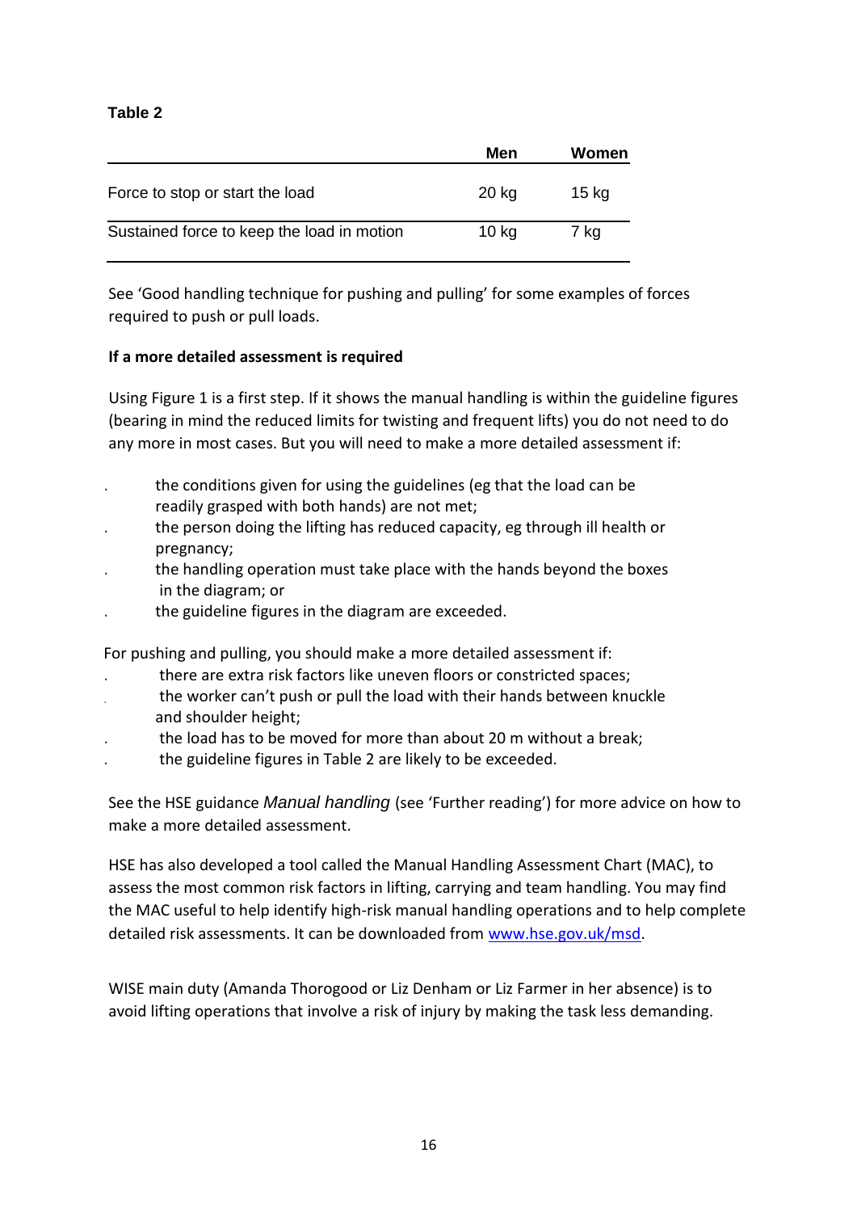**Table 2**

| | Men | Women |
|---|---|---|
| Force to stop or start the load | 20 kg | 15 kg |
| Sustained force to keep the load in motion | 10 kg | 7 kg |

See 'Good handling technique for pushing and pulling' for some examples of forces required to push or pull loads.

**If a more detailed assessment is required**

Using Figure 1 is a first step. If it shows the manual handling is within the guideline figures (bearing in mind the reduced limits for twisting and frequent lifts) you do not need to do any more in most cases. But you will need to make a more detailed assessment if:

- the conditions given for using the guidelines (eg that the load can be readily grasped with both hands) are not met;
- the person doing the lifting has reduced capacity, eg through ill health or pregnancy;
- the handling operation must take place with the hands beyond the boxes in the diagram; or
- the guideline figures in the diagram are exceeded.

For pushing and pulling, you should make a more detailed assessment if:

- there are extra risk factors like uneven floors or constricted spaces;
- the worker can't push or pull the load with their hands between knuckle and shoulder height;
- the load has to be moved for more than about 20 m without a break;
- the guideline figures in Table 2 are likely to be exceeded.

See the HSE guidance *Manual handling* (see 'Further reading') for more advice on how to make a more detailed assessment.

HSE has also developed a tool called the Manual Handling Assessment Chart (MAC), to assess the most common risk factors in lifting, carrying and team handling. You may find the MAC useful to help identify high-risk manual handling operations and to help complete detailed risk assessments. It can be downloaded from [www.hse.gov.uk/msd](www.hse.gov.uk/msd).

WISE main duty (Amanda Thorogood or Liz Denham or Liz Farmer in her absence) is to avoid lifting operations that involve a risk of injury by making the task less demanding.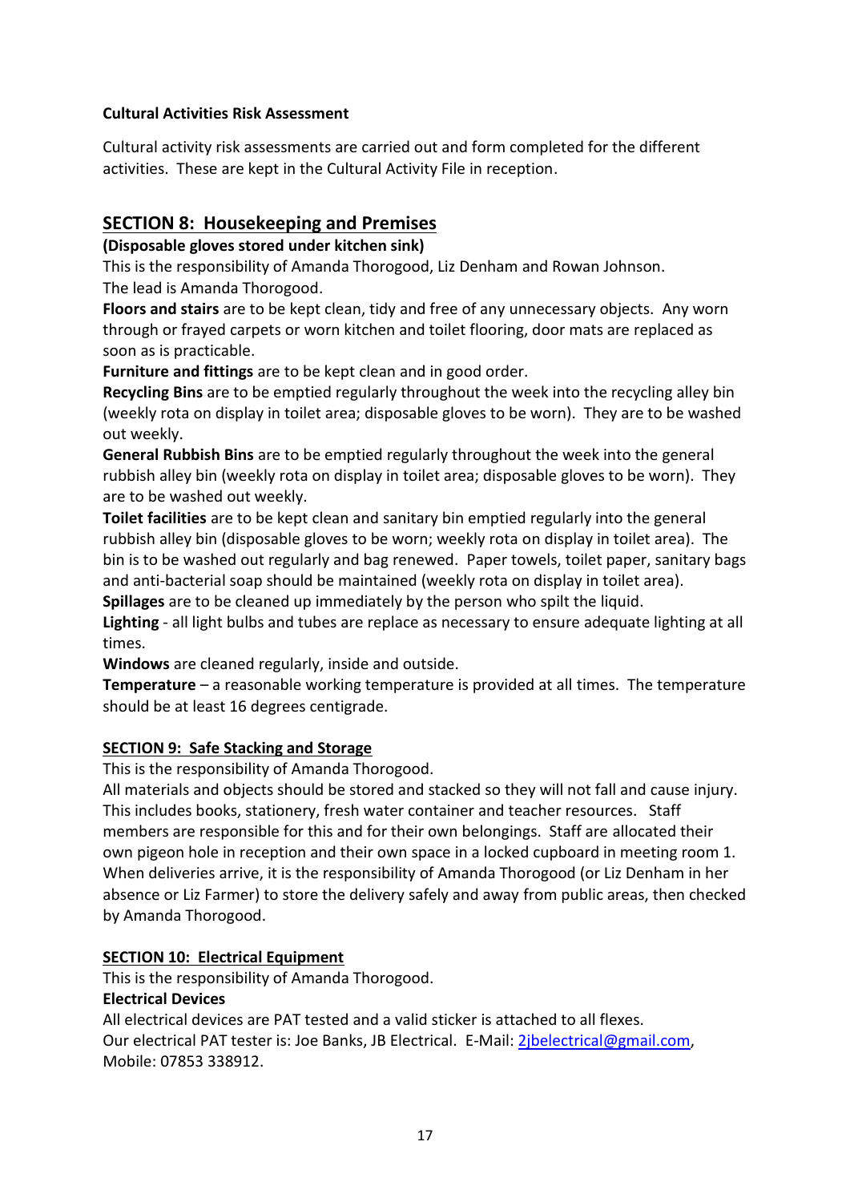**Cultural Activities Risk Assessment**

Cultural activity risk assessments are carried out and form completed for the different activities. These are kept in the Cultural Activity File in reception.

## SECTION 8: Housekeeping and Premises

**(Disposable gloves stored under kitchen sink)**

This is the responsibility of Amanda Thorogood, Liz Denham and Rowan Johnson. The lead is Amanda Thorogood.

**Floors and stairs** are to be kept clean, tidy and free of any unnecessary objects. Any worn through or frayed carpets or worn kitchen and toilet flooring, door mats are replaced as soon as is practicable.

**Furniture and fittings** are to be kept clean and in good order.

**Recycling Bins** are to be emptied regularly throughout the week into the recycling alley bin (weekly rota on display in toilet area; disposable gloves to be worn). They are to be washed out weekly.

**General Rubbish Bins** are to be emptied regularly throughout the week into the general rubbish alley bin (weekly rota on display in toilet area; disposable gloves to be worn). They are to be washed out weekly.

**Toilet facilities** are to be kept clean and sanitary bin emptied regularly into the general rubbish alley bin (disposable gloves to be worn; weekly rota on display in toilet area). The bin is to be washed out regularly and bag renewed. Paper towels, toilet paper, sanitary bags and anti-bacterial soap should be maintained (weekly rota on display in toilet area).

**Spillages** are to be cleaned up immediately by the person who spilt the liquid.

**Lighting** - all light bulbs and tubes are replace as necessary to ensure adequate lighting at all times.

**Windows** are cleaned regularly, inside and outside.

**Temperature** – a reasonable working temperature is provided at all times. The temperature should be at least 16 degrees centigrade.

### SECTION 9: Safe Stacking and Storage

This is the responsibility of Amanda Thorogood.

All materials and objects should be stored and stacked so they will not fall and cause injury. This includes books, stationery, fresh water container and teacher resources. Staff members are responsible for this and for their own belongings. Staff are allocated their own pigeon hole in reception and their own space in a locked cupboard in meeting room 1. When deliveries arrive, it is the responsibility of Amanda Thorogood (or Liz Denham in her absence or Liz Farmer) to store the delivery safely and away from public areas, then checked by Amanda Thorogood.

### SECTION 10: Electrical Equipment

This is the responsibility of Amanda Thorogood.

**Electrical Devices**

All electrical devices are PAT tested and a valid sticker is attached to all flexes.

Our electrical PAT tester is: Joe Banks, JB Electrical. E-Mail: 2jbelectrical@gmail.com, Mobile: 07853 338912.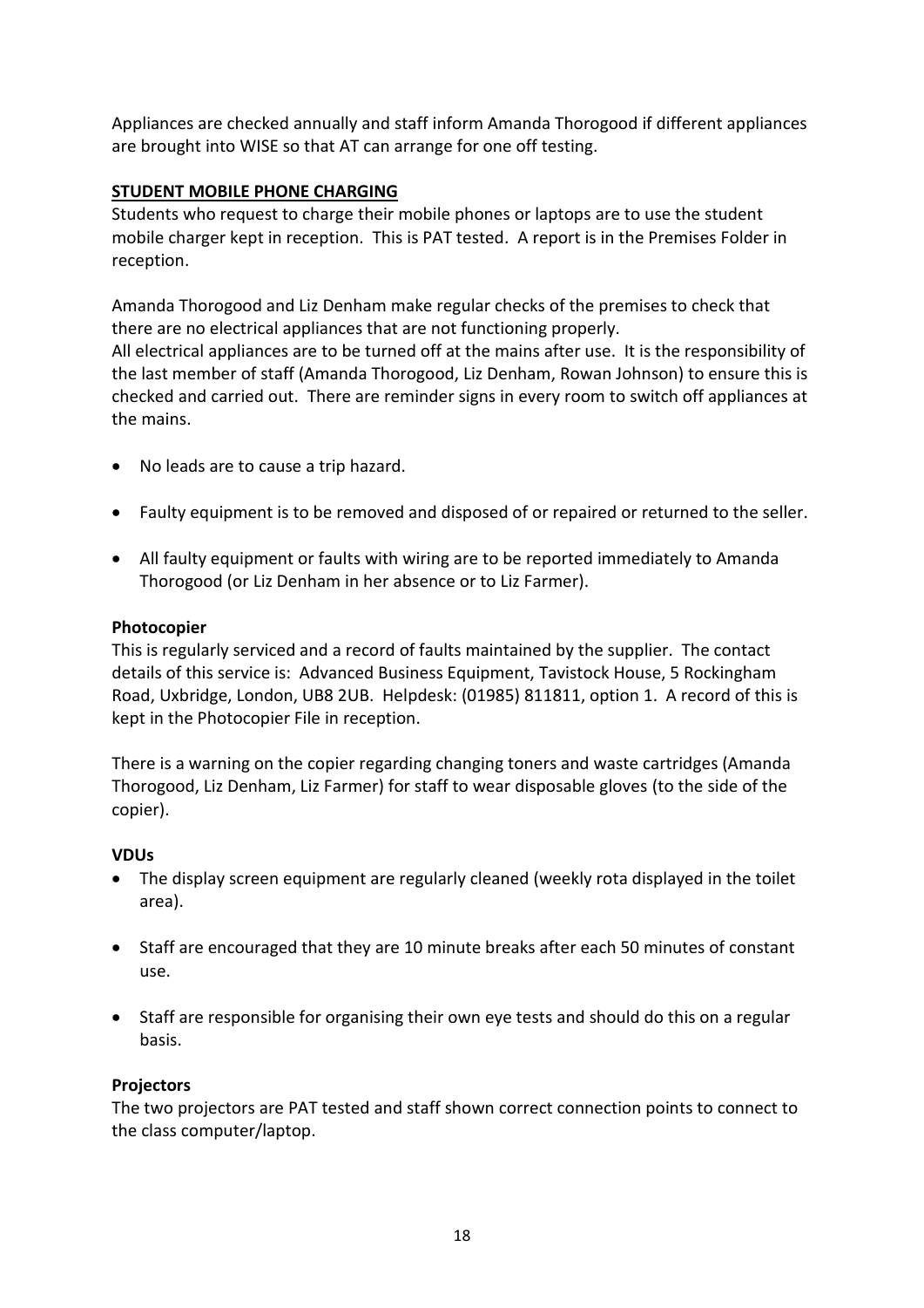Appliances are checked annually and staff inform Amanda Thorogood if different appliances are brought into WISE so that AT can arrange for one off testing.

**STUDENT MOBILE PHONE CHARGING**

Students who request to charge their mobile phones or laptops are to use the student mobile charger kept in reception. This is PAT tested. A report is in the Premises Folder in reception.

Amanda Thorogood and Liz Denham make regular checks of the premises to check that there are no electrical appliances that are not functioning properly.
All electrical appliances are to be turned off at the mains after use. It is the responsibility of the last member of staff (Amanda Thorogood, Liz Denham, Rowan Johnson) to ensure this is checked and carried out. There are reminder signs in every room to switch off appliances at the mains.

- No leads are to cause a trip hazard.
- Faulty equipment is to be removed and disposed of or repaired or returned to the seller.
- All faulty equipment or faults with wiring are to be reported immediately to Amanda Thorogood (or Liz Denham in her absence or to Liz Farmer).

**Photocopier**

This is regularly serviced and a record of faults maintained by the supplier. The contact details of this service is: Advanced Business Equipment, Tavistock House, 5 Rockingham Road, Uxbridge, London, UB8 2UB. Helpdesk: (01985) 811811, option 1. A record of this is kept in the Photocopier File in reception.

There is a warning on the copier regarding changing toners and waste cartridges (Amanda Thorogood, Liz Denham, Liz Farmer) for staff to wear disposable gloves (to the side of the copier).

**VDUs**

- The display screen equipment are regularly cleaned (weekly rota displayed in the toilet area).
- Staff are encouraged that they are 10 minute breaks after each 50 minutes of constant use.
- Staff are responsible for organising their own eye tests and should do this on a regular basis.

**Projectors**

The two projectors are PAT tested and staff shown correct connection points to connect to the class computer/laptop.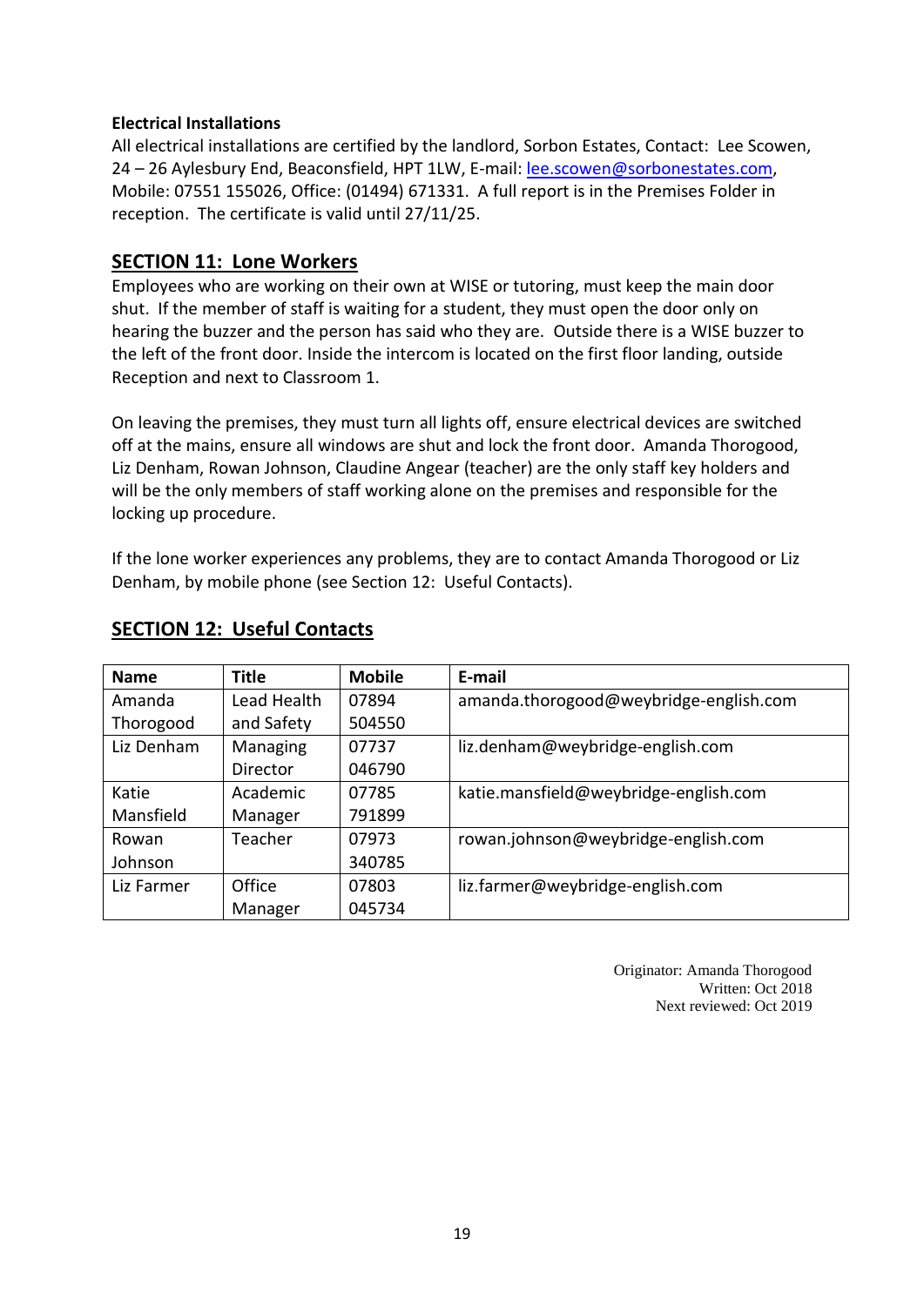**Electrical Installations**

All electrical installations are certified by the landlord, Sorbon Estates, Contact: Lee Scowen, 24 – 26 Aylesbury End, Beaconsfield, HPT 1LW, E-mail: lee.scowen@sorbonestates.com, Mobile: 07551 155026, Office: (01494) 671331. A full report is in the Premises Folder in reception. The certificate is valid until 27/11/25.

## SECTION 11: Lone Workers

Employees who are working on their own at WISE or tutoring, must keep the main door shut. If the member of staff is waiting for a student, they must open the door only on hearing the buzzer and the person has said who they are. Outside there is a WISE buzzer to the left of the front door. Inside the intercom is located on the first floor landing, outside Reception and next to Classroom 1.

On leaving the premises, they must turn all lights off, ensure electrical devices are switched off at the mains, ensure all windows are shut and lock the front door. Amanda Thorogood, Liz Denham, Rowan Johnson, Claudine Angear (teacher) are the only staff key holders and will be the only members of staff working alone on the premises and responsible for the locking up procedure.

If the lone worker experiences any problems, they are to contact Amanda Thorogood or Liz Denham, by mobile phone (see Section 12: Useful Contacts).

## SECTION 12: Useful Contacts

| Name | Title | Mobile | E-mail |
|---|---|---|---|
| Amanda Thorogood | Lead Health and Safety | 07894 504550 | amanda.thorogood@weybridge-english.com |
| Liz Denham | Managing Director | 07737 046790 | liz.denham@weybridge-english.com |
| Katie Mansfield | Academic Manager | 07785 791899 | katie.mansfield@weybridge-english.com |
| Rowan Johnson | Teacher | 07973 340785 | rowan.johnson@weybridge-english.com |
| Liz Farmer | Office Manager | 07803 045734 | liz.farmer@weybridge-english.com |

Originator: Amanda Thorogood
Written: Oct 2018
Next reviewed: Oct 2019